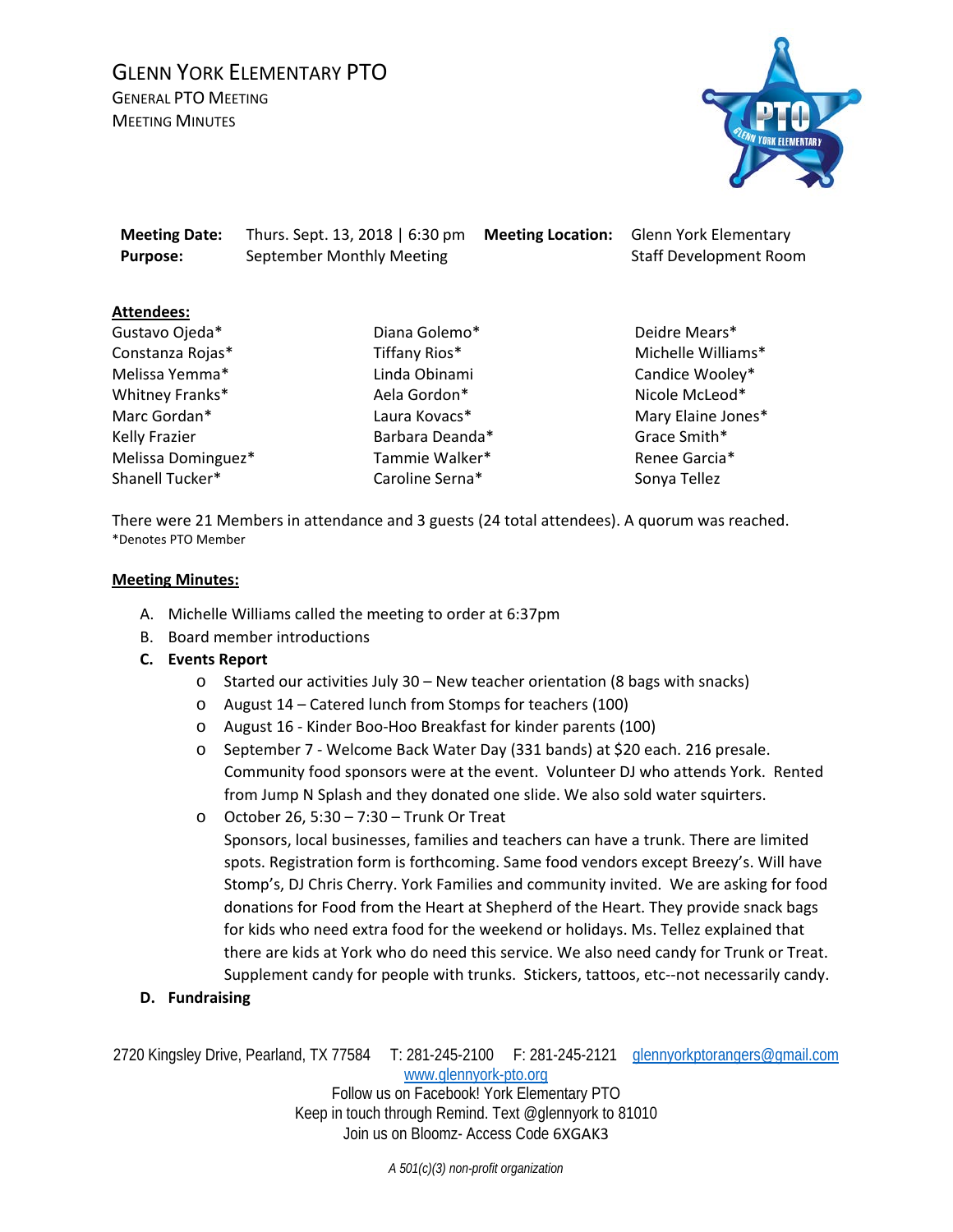# Glenn York Elementary PTO

General PTO Meeting
Meeting Minutes

| **Meeting Date:** | Thurs. Sept. 13, 2018 \| 6:30 pm | **Meeting Location:** | Glenn York Elementary |
|---|---|---|---|
| **Purpose:** | September Monthly Meeting | | Staff Development Room |

**Attendees:**

| | | |
|---|---|---|
| Gustavo Ojeda* | Diana Golemo* | Deidre Mears* |
| Constanza Rojas* | Tiffany Rios* | Michelle Williams* |
| Melissa Yemma* | Linda Obinami | Candice Wooley* |
| Whitney Franks* | Aela Gordon* | Nicole McLeod* |
| Marc Gordan* | Laura Kovacs* | Mary Elaine Jones* |
| Kelly Frazier | Barbara Deanda* | Grace Smith* |
| Melissa Dominguez* | Tammie Walker* | Renee Garcia* |
| Shanell Tucker* | Caroline Serna* | Sonya Tellez |

There were 21 Members in attendance and 3 guests (24 total attendees). A quorum was reached.
*Denotes PTO Member

**Meeting Minutes:**

A. Michelle Williams called the meeting to order at 6:37pm

B. Board member introductions

C. **Events Report**
   - Started our activities July 30 – New teacher orientation (8 bags with snacks)
   - August 14 – Catered lunch from Stomps for teachers (100)
   - August 16 - Kinder Boo-Hoo Breakfast for kinder parents (100)
   - September 7 - Welcome Back Water Day (331 bands) at $20 each. 216 presale. Community food sponsors were at the event. Volunteer DJ who attends York. Rented from Jump N Splash and they donated one slide. We also sold water squirters.
   - October 26, 5:30 – 7:30 – Trunk Or Treat
     Sponsors, local businesses, families and teachers can have a trunk. There are limited spots. Registration form is forthcoming. Same food vendors except Breezy's. Will have Stomp's, DJ Chris Cherry. York Families and community invited. We are asking for food donations for Food from the Heart at Shepherd of the Heart. They provide snack bags for kids who need extra food for the weekend or holidays. Ms. Tellez explained that there are kids at York who do need this service. We also need candy for Trunk or Treat. Supplement candy for people with trunks. Stickers, tattoos, etc--not necessarily candy.

D. **Fundraising**

2720 Kingsley Drive, Pearland, TX 77584 T: 281-245-2100 F: 281-245-2121 glennyorkptorangers@gmail.com
www.glennyork-pto.org
Follow us on Facebook! York Elementary PTO
Keep in touch through Remind. Text @glennyork to 81010
Join us on Bloomz- Access Code 6XGAK3

*A 501(c)(3) non-profit organization*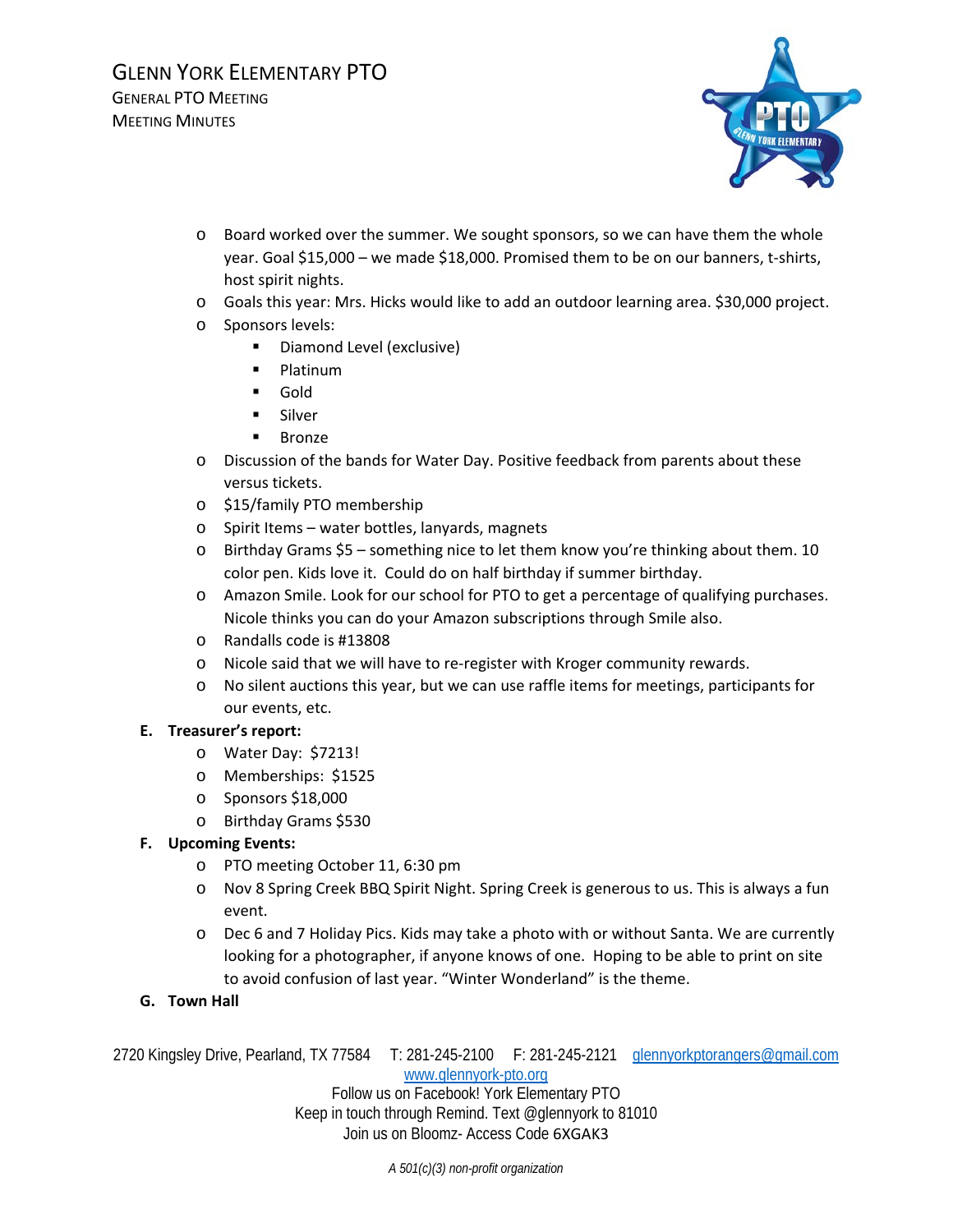# Glenn York Elementary PTO

General PTO Meeting
Meeting Minutes

- Board worked over the summer. We sought sponsors, so we can have them the whole year. Goal $15,000 – we made $18,000. Promised them to be on our banners, t-shirts, host spirit nights.
- Goals this year: Mrs. Hicks would like to add an outdoor learning area. $30,000 project.
- Sponsors levels:
  - Diamond Level (exclusive)
  - Platinum
  - Gold
  - Silver
  - Bronze
- Discussion of the bands for Water Day. Positive feedback from parents about these versus tickets.
- $15/family PTO membership
- Spirit Items – water bottles, lanyards, magnets
- Birthday Grams $5 – something nice to let them know you're thinking about them. 10 color pen. Kids love it. Could do on half birthday if summer birthday.
- Amazon Smile. Look for our school for PTO to get a percentage of qualifying purchases. Nicole thinks you can do your Amazon subscriptions through Smile also.
- Randalls code is #13808
- Nicole said that we will have to re-register with Kroger community rewards.
- No silent auctions this year, but we can use raffle items for meetings, participants for our events, etc.

**E. Treasurer's report:**

- Water Day: $7213!
- Memberships: $1525
- Sponsors $18,000
- Birthday Grams $530

**F. Upcoming Events:**

- PTO meeting October 11, 6:30 pm
- Nov 8 Spring Creek BBQ Spirit Night. Spring Creek is generous to us. This is always a fun event.
- Dec 6 and 7 Holiday Pics. Kids may take a photo with or without Santa. We are currently looking for a photographer, if anyone knows of one. Hoping to be able to print on site to avoid confusion of last year. "Winter Wonderland" is the theme.

**G. Town Hall**

2720 Kingsley Drive, Pearland, TX 77584 T: 281-245-2100 F: 281-245-2121 glennyorkptorangers@gmail.com
www.glennyork-pto.org
Follow us on Facebook! York Elementary PTO
Keep in touch through Remind. Text @glennyork to 81010
Join us on Bloomz- Access Code 6XGAK3

*A 501(c)(3) non-profit organization*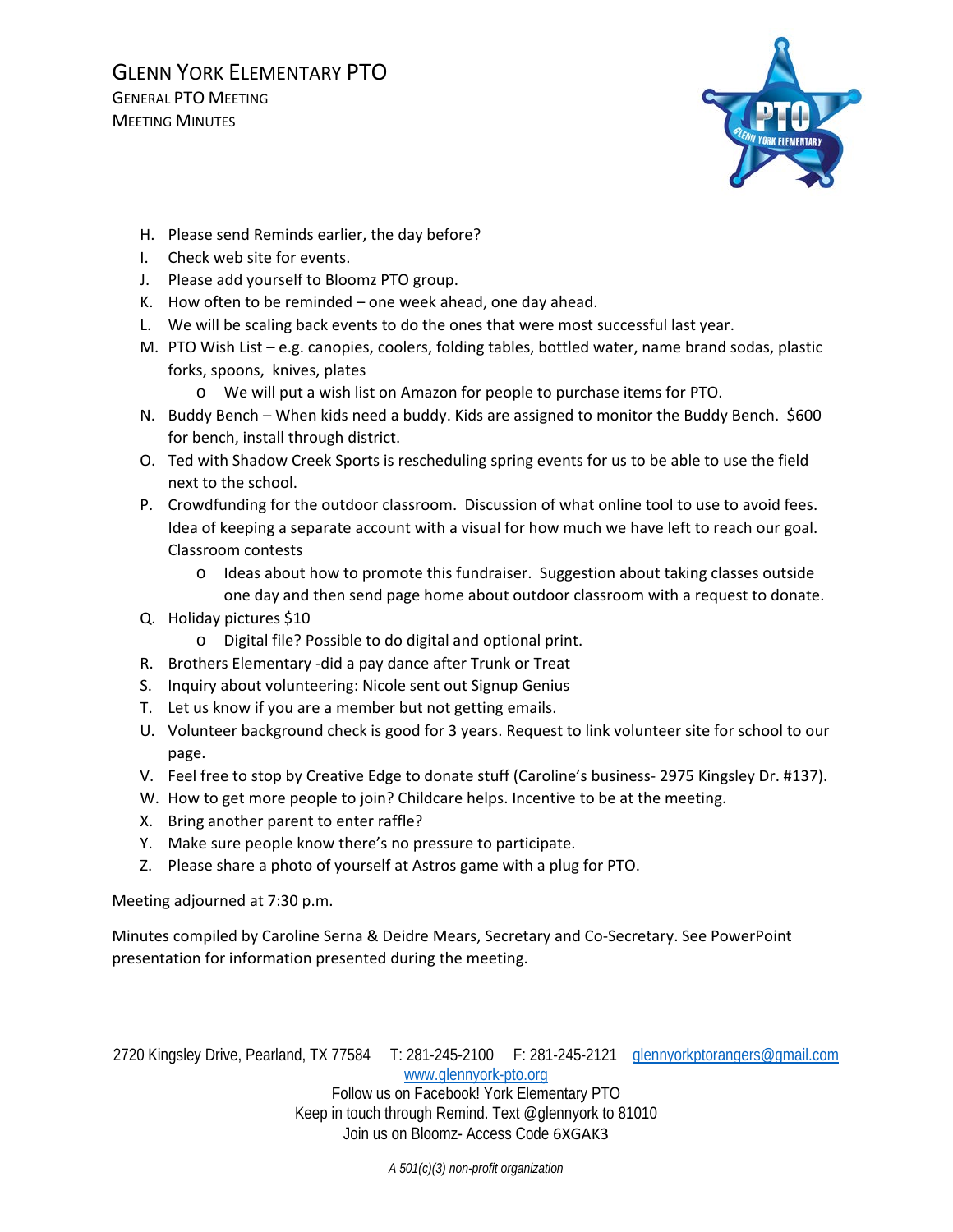# Glenn York Elementary PTO

General PTO Meeting
Meeting Minutes

H. Please send Reminds earlier, the day before?
I. Check web site for events.
J. Please add yourself to Bloomz PTO group.
K. How often to be reminded – one week ahead, one day ahead.
L. We will be scaling back events to do the ones that were most successful last year.
M. PTO Wish List – e.g. canopies, coolers, folding tables, bottled water, name brand sodas, plastic forks, spoons, knives, plates
   - We will put a wish list on Amazon for people to purchase items for PTO.
N. Buddy Bench – When kids need a buddy. Kids are assigned to monitor the Buddy Bench. $600 for bench, install through district.
O. Ted with Shadow Creek Sports is rescheduling spring events for us to be able to use the field next to the school.
P. Crowdfunding for the outdoor classroom. Discussion of what online tool to use to avoid fees. Idea of keeping a separate account with a visual for how much we have left to reach our goal. Classroom contests
   - Ideas about how to promote this fundraiser. Suggestion about taking classes outside one day and then send page home about outdoor classroom with a request to donate.
Q. Holiday pictures $10
   - Digital file? Possible to do digital and optional print.
R. Brothers Elementary -did a pay dance after Trunk or Treat
S. Inquiry about volunteering: Nicole sent out Signup Genius
T. Let us know if you are a member but not getting emails.
U. Volunteer background check is good for 3 years. Request to link volunteer site for school to our page.
V. Feel free to stop by Creative Edge to donate stuff (Caroline's business- 2975 Kingsley Dr. #137).
W. How to get more people to join? Childcare helps. Incentive to be at the meeting.
X. Bring another parent to enter raffle?
Y. Make sure people know there's no pressure to participate.
Z. Please share a photo of yourself at Astros game with a plug for PTO.

Meeting adjourned at 7:30 p.m.

Minutes compiled by Caroline Serna & Deidre Mears, Secretary and Co-Secretary. See PowerPoint presentation for information presented during the meeting.

2720 Kingsley Drive, Pearland, TX 77584 T: 281-245-2100 F: 281-245-2121 glennyorkptorangers@gmail.com
www.glennyork-pto.org
Follow us on Facebook! York Elementary PTO
Keep in touch through Remind. Text @glennyork to 81010
Join us on Bloomz- Access Code 6XGAK3

*A 501(c)(3) non-profit organization*